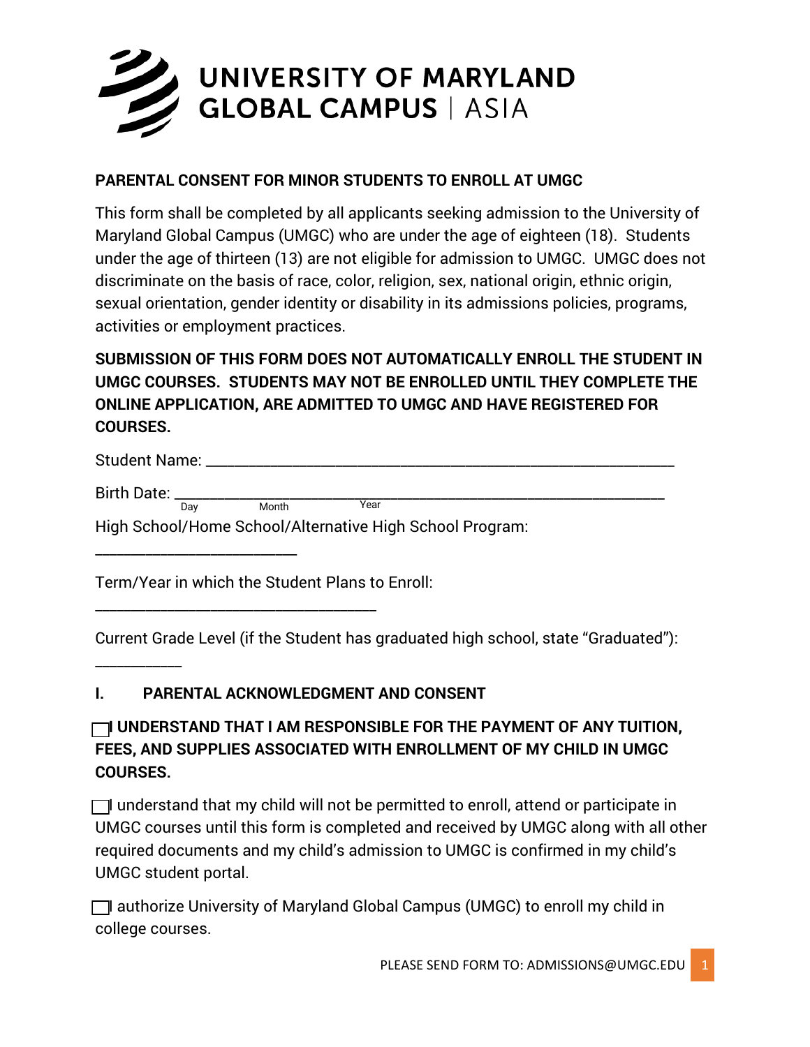UNIVERSITY OF MARYLAND
GLOBAL CAMPUS | ASIA

**PARENTAL CONSENT FOR MINOR STUDENTS TO ENROLL AT UMGC**

This form shall be completed by all applicants seeking admission to the University of Maryland Global Campus (UMGC) who are under the age of eighteen (18). Students under the age of thirteen (13) are not eligible for admission to UMGC. UMGC does not discriminate on the basis of race, color, religion, sex, national origin, ethnic origin, sexual orientation, gender identity or disability in its admissions policies, programs, activities or employment practices.

**SUBMISSION OF THIS FORM DOES NOT AUTOMATICALLY ENROLL THE STUDENT IN UMGC COURSES. STUDENTS MAY NOT BE ENROLLED UNTIL THEY COMPLETE THE ONLINE APPLICATION, ARE ADMITTED TO UMGC AND HAVE REGISTERED FOR COURSES.**

Student Name: ______________________________________________________________

Birth Date: ______________________________________________________________
Day Month Year

High School/Home School/Alternative High School Program:

___________________________

Term/Year in which the Student Plans to Enroll:

______________________________________

Current Grade Level (if the Student has graduated high school, state "Graduated"):

____________

**I. PARENTAL ACKNOWLEDGMENT AND CONSENT**

☐ **I UNDERSTAND THAT I AM RESPONSIBLE FOR THE PAYMENT OF ANY TUITION, FEES, AND SUPPLIES ASSOCIATED WITH ENROLLMENT OF MY CHILD IN UMGC COURSES.**

☐ I understand that my child will not be permitted to enroll, attend or participate in UMGC courses until this form is completed and received by UMGC along with all other required documents and my child's admission to UMGC is confirmed in my child's UMGC student portal.

☐ I authorize University of Maryland Global Campus (UMGC) to enroll my child in college courses.

PLEASE SEND FORM TO: ADMISSIONS@UMGC.EDU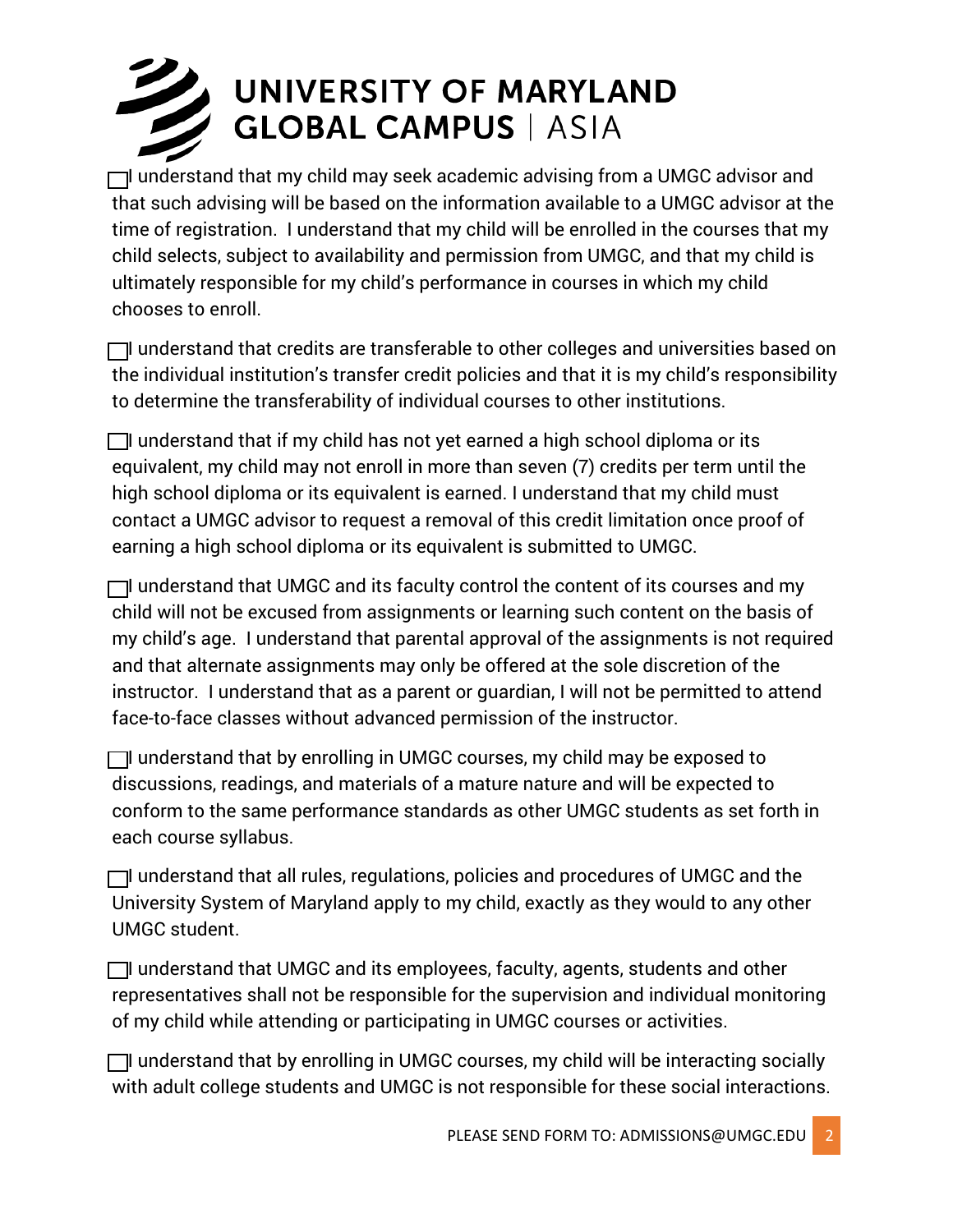# UNIVERSITY OF MARYLAND GLOBAL CAMPUS | ASIA

☐ I understand that my child may seek academic advising from a UMGC advisor and that such advising will be based on the information available to a UMGC advisor at the time of registration. I understand that my child will be enrolled in the courses that my child selects, subject to availability and permission from UMGC, and that my child is ultimately responsible for my child's performance in courses in which my child chooses to enroll.

☐ I understand that credits are transferable to other colleges and universities based on the individual institution's transfer credit policies and that it is my child's responsibility to determine the transferability of individual courses to other institutions.

☐ I understand that if my child has not yet earned a high school diploma or its equivalent, my child may not enroll in more than seven (7) credits per term until the high school diploma or its equivalent is earned. I understand that my child must contact a UMGC advisor to request a removal of this credit limitation once proof of earning a high school diploma or its equivalent is submitted to UMGC.

☐ I understand that UMGC and its faculty control the content of its courses and my child will not be excused from assignments or learning such content on the basis of my child's age. I understand that parental approval of the assignments is not required and that alternate assignments may only be offered at the sole discretion of the instructor. I understand that as a parent or guardian, I will not be permitted to attend face-to-face classes without advanced permission of the instructor.

☐ I understand that by enrolling in UMGC courses, my child may be exposed to discussions, readings, and materials of a mature nature and will be expected to conform to the same performance standards as other UMGC students as set forth in each course syllabus.

☐ I understand that all rules, regulations, policies and procedures of UMGC and the University System of Maryland apply to my child, exactly as they would to any other UMGC student.

☐ I understand that UMGC and its employees, faculty, agents, students and other representatives shall not be responsible for the supervision and individual monitoring of my child while attending or participating in UMGC courses or activities.

☐ I understand that by enrolling in UMGC courses, my child will be interacting socially with adult college students and UMGC is not responsible for these social interactions.

PLEASE SEND FORM TO: ADMISSIONS@UMGC.EDU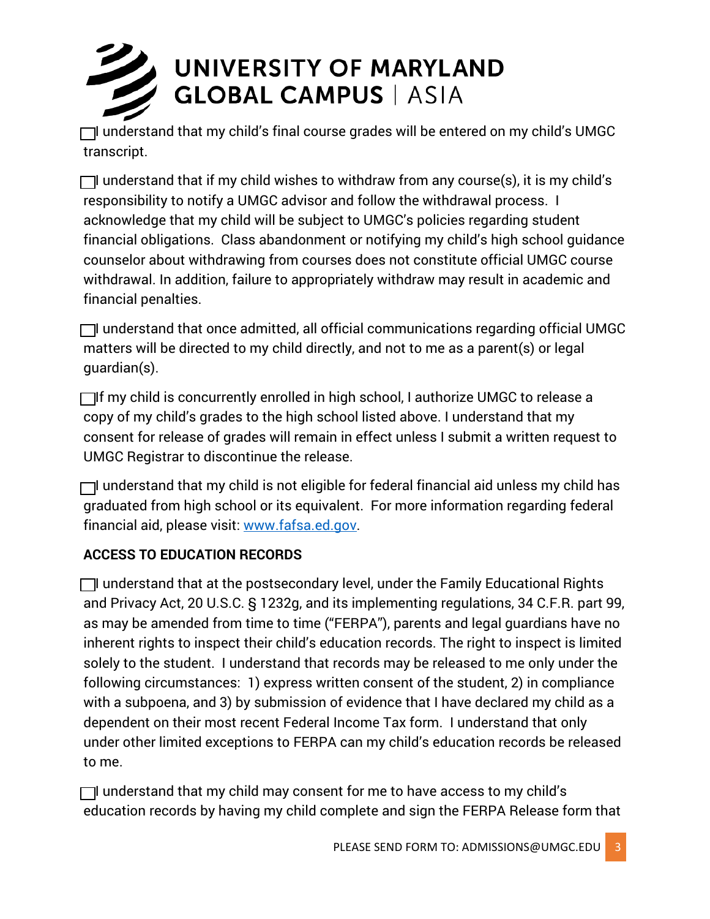☐ I understand that my child's final course grades will be entered on my child's UMGC transcript.

☐ I understand that if my child wishes to withdraw from any course(s), it is my child's responsibility to notify a UMGC advisor and follow the withdrawal process. I acknowledge that my child will be subject to UMGC's policies regarding student financial obligations. Class abandonment or notifying my child's high school guidance counselor about withdrawing from courses does not constitute official UMGC course withdrawal. In addition, failure to appropriately withdraw may result in academic and financial penalties.

☐ I understand that once admitted, all official communications regarding official UMGC matters will be directed to my child directly, and not to me as a parent(s) or legal guardian(s).

☐ If my child is concurrently enrolled in high school, I authorize UMGC to release a copy of my child's grades to the high school listed above. I understand that my consent for release of grades will remain in effect unless I submit a written request to UMGC Registrar to discontinue the release.

☐ I understand that my child is not eligible for federal financial aid unless my child has graduated from high school or its equivalent. For more information regarding federal financial aid, please visit: www.fafsa.ed.gov.

**ACCESS TO EDUCATION RECORDS**

☐ I understand that at the postsecondary level, under the Family Educational Rights and Privacy Act, 20 U.S.C. § 1232g, and its implementing regulations, 34 C.F.R. part 99, as may be amended from time to time ("FERPA"), parents and legal guardians have no inherent rights to inspect their child's education records. The right to inspect is limited solely to the student. I understand that records may be released to me only under the following circumstances: 1) express written consent of the student, 2) in compliance with a subpoena, and 3) by submission of evidence that I have declared my child as a dependent on their most recent Federal Income Tax form. I understand that only under other limited exceptions to FERPA can my child's education records be released to me.

☐ I understand that my child may consent for me to have access to my child's education records by having my child complete and sign the FERPA Release form that

PLEASE SEND FORM TO: ADMISSIONS@UMGC.EDU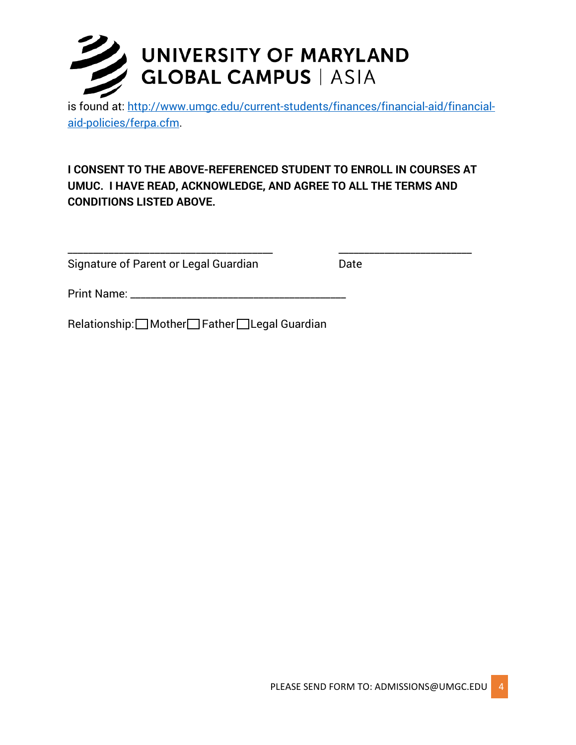is found at: [http://www.umgc.edu/current-students/finances/financial-aid/financial-aid-policies/ferpa.cfm](http://www.umgc.edu/current-students/finances/financial-aid/financial-aid-policies/ferpa.cfm).

**I CONSENT TO THE ABOVE-REFERENCED STUDENT TO ENROLL IN COURSES AT UMUC. I HAVE READ, ACKNOWLEDGE, AND AGREE TO ALL THE TERMS AND CONDITIONS LISTED ABOVE.**

\_\_\_\_\_\_\_\_\_\_\_\_\_\_\_\_\_\_\_\_\_\_\_\_\_\_\_\_\_\_\_\_\_\_\_\_ \_\_\_\_\_\_\_\_\_\_\_\_\_\_\_\_\_\_\_\_\_\_\_\_

Signature of Parent or Legal Guardian Date

Print Name: \_\_\_\_\_\_\_\_\_\_\_\_\_\_\_\_\_\_\_\_\_\_\_\_\_\_\_\_\_\_\_\_\_\_\_\_\_\_

Relationship: ☐ Mother ☐ Father ☐ Legal Guardian

PLEASE SEND FORM TO: ADMISSIONS@UMGC.EDU